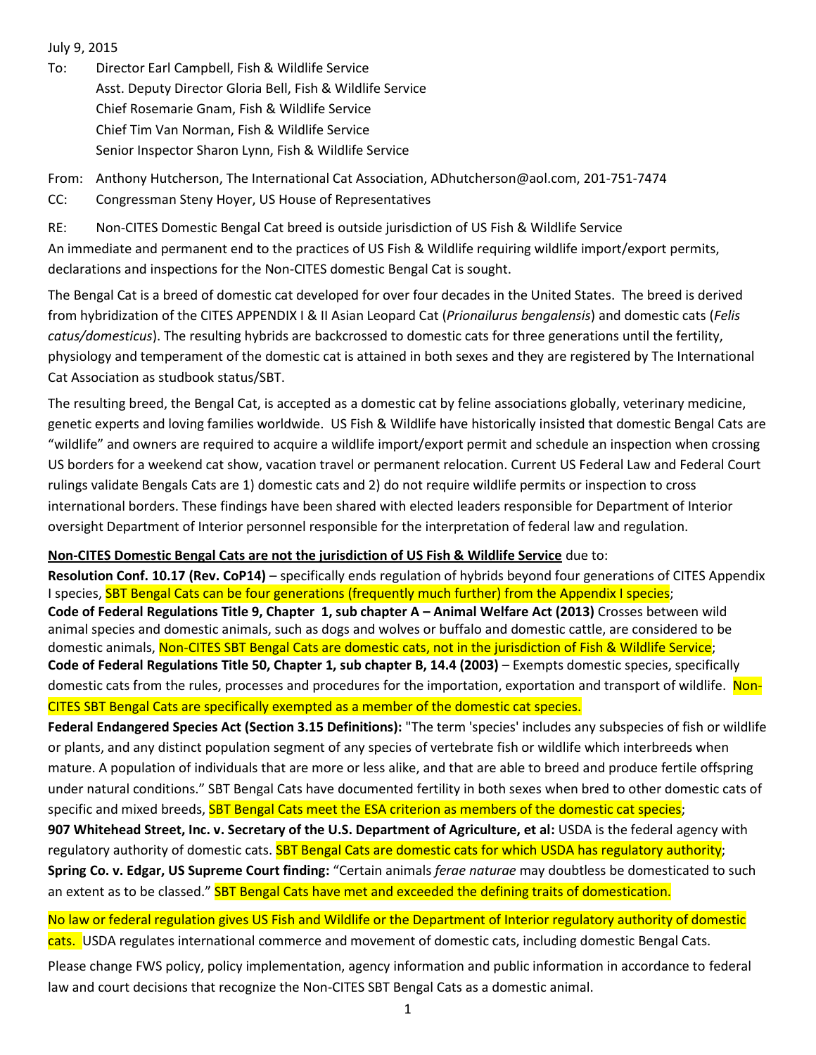July 9, 2015

To: Director Earl Campbell, Fish & Wildlife Service
Asst. Deputy Director Gloria Bell, Fish & Wildlife Service
Chief Rosemarie Gnam, Fish & Wildlife Service
Chief Tim Van Norman, Fish & Wildlife Service
Senior Inspector Sharon Lynn, Fish & Wildlife Service

From: Anthony Hutcherson, The International Cat Association, ADhutcherson@aol.com, 201-751-7474

CC: Congressman Steny Hoyer, US House of Representatives

RE: Non-CITES Domestic Bengal Cat breed is outside jurisdiction of US Fish & Wildlife Service

An immediate and permanent end to the practices of US Fish & Wildlife requiring wildlife import/export permits, declarations and inspections for the Non-CITES domestic Bengal Cat is sought.

The Bengal Cat is a breed of domestic cat developed for over four decades in the United States. The breed is derived from hybridization of the CITES APPENDIX I & II Asian Leopard Cat (*Prionailurus bengalensis*) and domestic cats (*Felis catus/domesticus*). The resulting hybrids are backcrossed to domestic cats for three generations until the fertility, physiology and temperament of the domestic cat is attained in both sexes and they are registered by The International Cat Association as studbook status/SBT.

The resulting breed, the Bengal Cat, is accepted as a domestic cat by feline associations globally, veterinary medicine, genetic experts and loving families worldwide. US Fish & Wildlife have historically insisted that domestic Bengal Cats are "wildlife" and owners are required to acquire a wildlife import/export permit and schedule an inspection when crossing US borders for a weekend cat show, vacation travel or permanent relocation. Current US Federal Law and Federal Court rulings validate Bengals Cats are 1) domestic cats and 2) do not require wildlife permits or inspection to cross international borders. These findings have been shared with elected leaders responsible for Department of Interior oversight Department of Interior personnel responsible for the interpretation of federal law and regulation.

<u>**Non-CITES Domestic Bengal Cats are not the jurisdiction of US Fish & Wildlife Service**</u> due to:

**Resolution Conf. 10.17 (Rev. CoP14)** – specifically ends regulation of hybrids beyond four generations of CITES Appendix I species, SBT Bengal Cats can be four generations (frequently much further) from the Appendix I species;

**Code of Federal Regulations Title 9, Chapter 1, sub chapter A – Animal Welfare Act (2013)** Crosses between wild animal species and domestic animals, such as dogs and wolves or buffalo and domestic cattle, are considered to be domestic animals, Non-CITES SBT Bengal Cats are domestic cats, not in the jurisdiction of Fish & Wildlife Service;

**Code of Federal Regulations Title 50, Chapter 1, sub chapter B, 14.4 (2003)** – Exempts domestic species, specifically domestic cats from the rules, processes and procedures for the importation, exportation and transport of wildlife. Non-CITES SBT Bengal Cats are specifically exempted as a member of the domestic cat species.

**Federal Endangered Species Act (Section 3.15 Definitions):** "The term 'species' includes any subspecies of fish or wildlife or plants, and any distinct population segment of any species of vertebrate fish or wildlife which interbreeds when mature. A population of individuals that are more or less alike, and that are able to breed and produce fertile offspring under natural conditions." SBT Bengal Cats have documented fertility in both sexes when bred to other domestic cats of specific and mixed breeds, SBT Bengal Cats meet the ESA criterion as members of the domestic cat species;

**907 Whitehead Street, Inc. v. Secretary of the U.S. Department of Agriculture, et al:** USDA is the federal agency with regulatory authority of domestic cats. SBT Bengal Cats are domestic cats for which USDA has regulatory authority;

**Spring Co. v. Edgar, US Supreme Court finding:** "Certain animals *ferae naturae* may doubtless be domesticated to such an extent as to be classed." SBT Bengal Cats have met and exceeded the defining traits of domestication.

No law or federal regulation gives US Fish and Wildlife or the Department of Interior regulatory authority of domestic cats. USDA regulates international commerce and movement of domestic cats, including domestic Bengal Cats.

Please change FWS policy, policy implementation, agency information and public information in accordance to federal law and court decisions that recognize the Non-CITES SBT Bengal Cats as a domestic animal.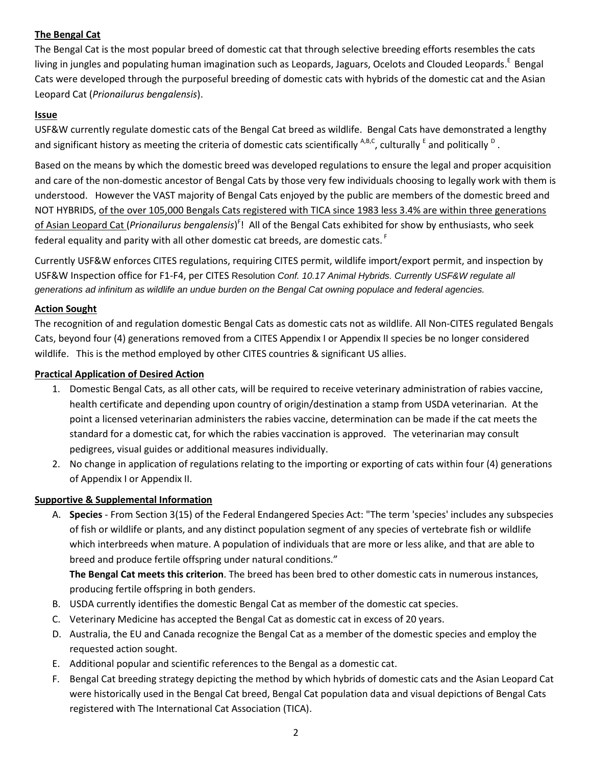**The Bengal Cat**

The Bengal Cat is the most popular breed of domestic cat that through selective breeding efforts resembles the cats living in jungles and populating human imagination such as Leopards, Jaguars, Ocelots and Clouded Leopards.[E] Bengal Cats were developed through the purposeful breeding of domestic cats with hybrids of the domestic cat and the Asian Leopard Cat (*Prionailurus bengalensis*).

**Issue**

USF&W currently regulate domestic cats of the Bengal Cat breed as wildlife. Bengal Cats have demonstrated a lengthy and significant history as meeting the criteria of domestic cats scientifically [A,B,C], culturally [E] and politically [D].

Based on the means by which the domestic breed was developed regulations to ensure the legal and proper acquisition and care of the non-domestic ancestor of Bengal Cats by those very few individuals choosing to legally work with them is understood. However the VAST majority of Bengal Cats enjoyed by the public are members of the domestic breed and NOT HYBRIDS, <u>of the over 105,000 Bengals Cats registered with TICA since 1983 less 3.4% are within three generations of Asian Leopard Cat (*Prionailurus bengalensis*)</u>[F]! All of the Bengal Cats exhibited for show by enthusiasts, who seek federal equality and parity with all other domestic cat breeds, are domestic cats.[F]

Currently USF&W enforces CITES regulations, requiring CITES permit, wildlife import/export permit, and inspection by USF&W Inspection office for F1-F4, per CITES Resolution *Conf. 10.17 Animal Hybrids. Currently USF&W regulate all generations ad infinitum as wildlife an undue burden on the Bengal Cat owning populace and federal agencies.*

**Action Sought**

The recognition of and regulation domestic Bengal Cats as domestic cats not as wildlife. All Non-CITES regulated Bengals Cats, beyond four (4) generations removed from a CITES Appendix I or Appendix II species be no longer considered wildlife. This is the method employed by other CITES countries & significant US allies.

**Practical Application of Desired Action**

1. Domestic Bengal Cats, as all other cats, will be required to receive veterinary administration of rabies vaccine, health certificate and depending upon country of origin/destination a stamp from USDA veterinarian. At the point a licensed veterinarian administers the rabies vaccine, determination can be made if the cat meets the standard for a domestic cat, for which the rabies vaccination is approved. The veterinarian may consult pedigrees, visual guides or additional measures individually.
2. No change in application of regulations relating to the importing or exporting of cats within four (4) generations of Appendix I or Appendix II.

**Supportive & Supplemental Information**

A. **Species** - From Section 3(15) of the Federal Endangered Species Act: "The term 'species' includes any subspecies of fish or wildlife or plants, and any distinct population segment of any species of vertebrate fish or wildlife which interbreeds when mature. A population of individuals that are more or less alike, and that are able to breed and produce fertile offspring under natural conditions."
**The Bengal Cat meets this criterion**. The breed has been bred to other domestic cats in numerous instances, producing fertile offspring in both genders.

B. USDA currently identifies the domestic Bengal Cat as member of the domestic cat species.

C. Veterinary Medicine has accepted the Bengal Cat as domestic cat in excess of 20 years.

D. Australia, the EU and Canada recognize the Bengal Cat as a member of the domestic species and employ the requested action sought.

E. Additional popular and scientific references to the Bengal as a domestic cat.

F. Bengal Cat breeding strategy depicting the method by which hybrids of domestic cats and the Asian Leopard Cat were historically used in the Bengal Cat breed, Bengal Cat population data and visual depictions of Bengal Cats registered with The International Cat Association (TICA).